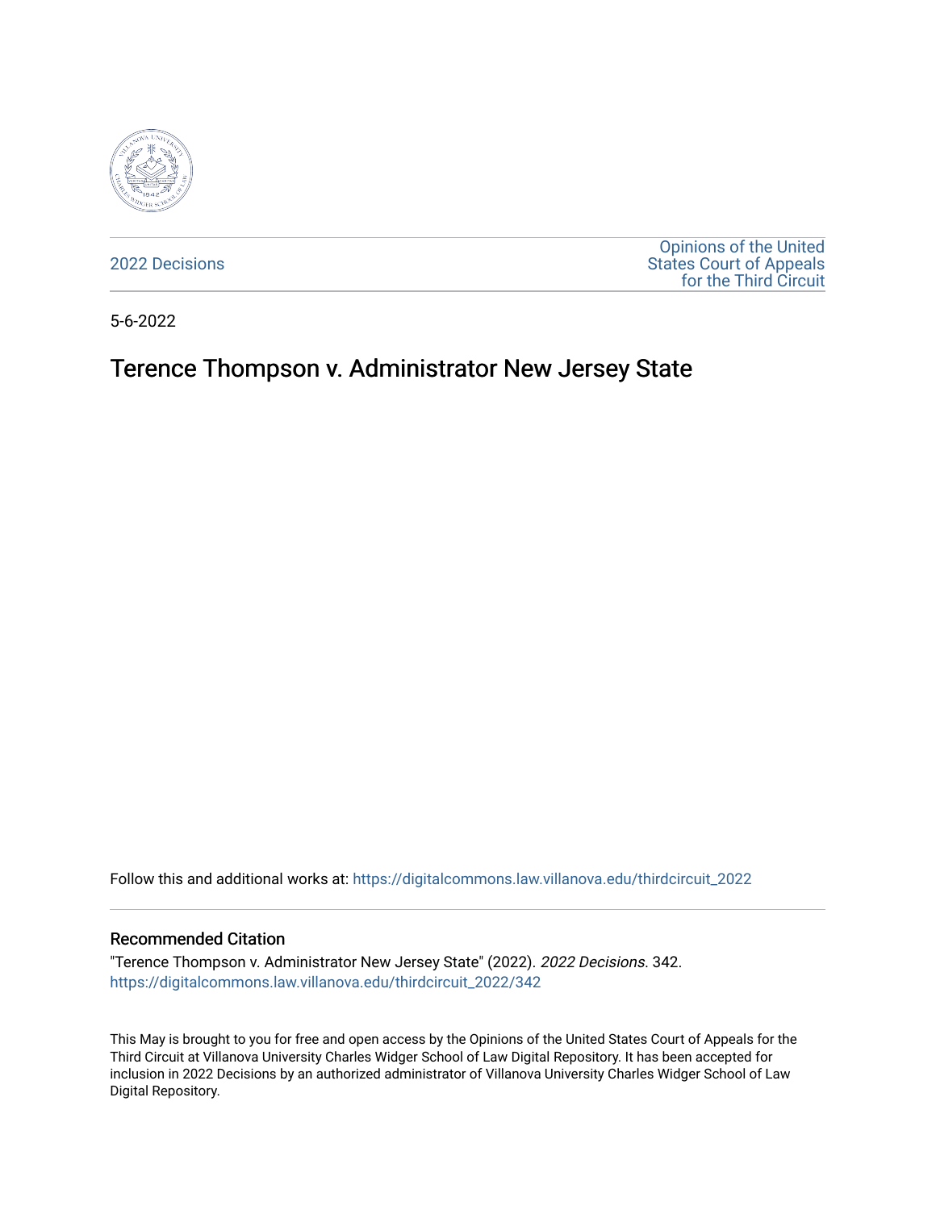2022 Decisions

Opinions of the United States Court of Appeals for the Third Circuit

5-6-2022

# Terence Thompson v. Administrator New Jersey State

Follow this and additional works at: https://digitalcommons.law.villanova.edu/thirdcircuit_2022

## Recommended Citation

"Terence Thompson v. Administrator New Jersey State" (2022). *2022 Decisions*. 342.
https://digitalcommons.law.villanova.edu/thirdcircuit_2022/342

This May is brought to you for free and open access by the Opinions of the United States Court of Appeals for the Third Circuit at Villanova University Charles Widger School of Law Digital Repository. It has been accepted for inclusion in 2022 Decisions by an authorized administrator of Villanova University Charles Widger School of Law Digital Repository.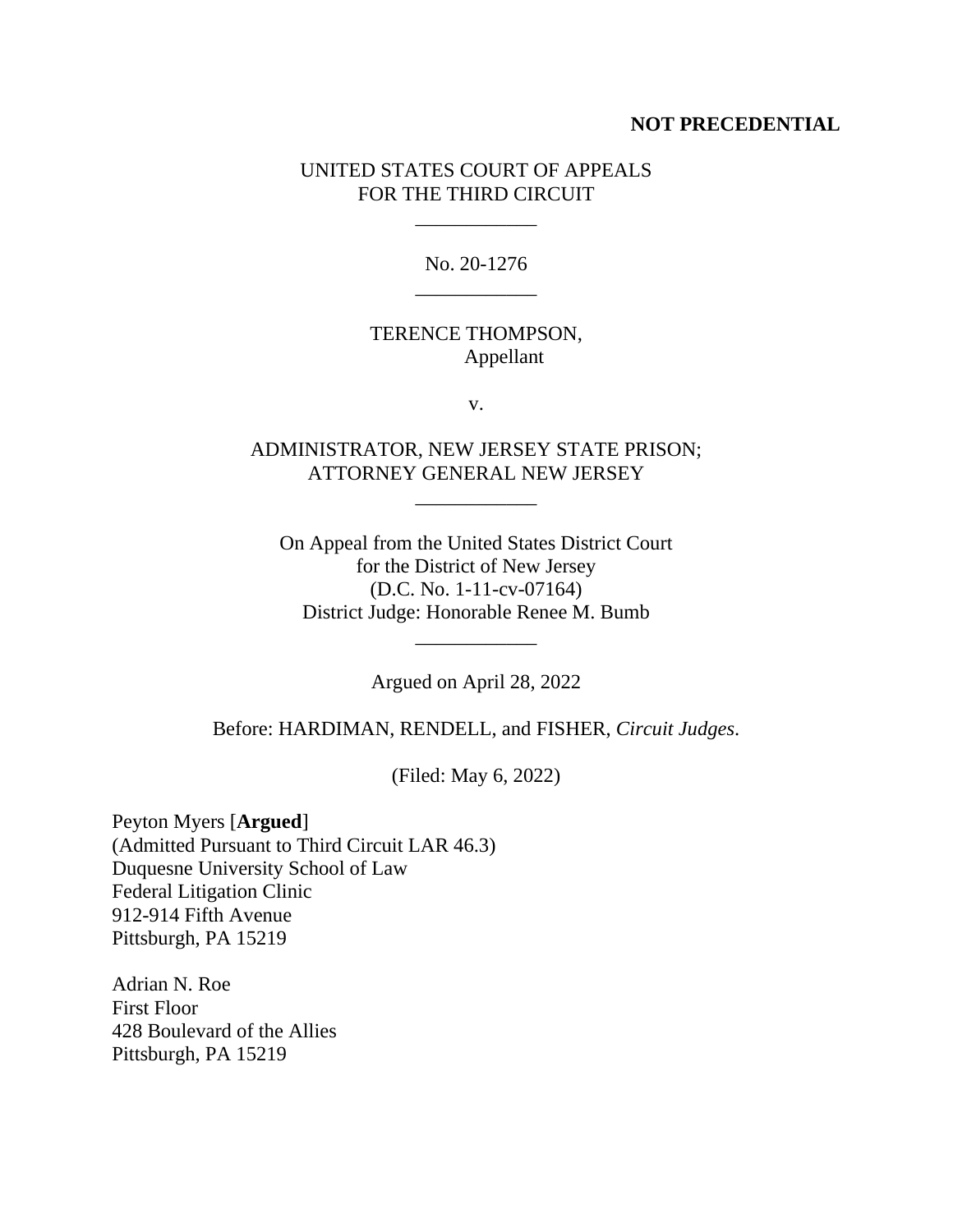**NOT PRECEDENTIAL**

UNITED STATES COURT OF APPEALS
FOR THE THIRD CIRCUIT

\_\_\_\_\_\_\_\_\_\_\_\_

No. 20-1276

\_\_\_\_\_\_\_\_\_\_\_\_

TERENCE THOMPSON,
Appellant

v.

ADMINISTRATOR, NEW JERSEY STATE PRISON;
ATTORNEY GENERAL NEW JERSEY

\_\_\_\_\_\_\_\_\_\_\_\_

On Appeal from the United States District Court
for the District of New Jersey
(D.C. No. 1-11-cv-07164)
District Judge: Honorable Renee M. Bumb

\_\_\_\_\_\_\_\_\_\_\_\_

Argued on April 28, 2022

Before: HARDIMAN, RENDELL, and FISHER, *Circuit Judges*.

(Filed: May 6, 2022)

Peyton Myers [**Argued**]
(Admitted Pursuant to Third Circuit LAR 46.3)
Duquesne University School of Law
Federal Litigation Clinic
912-914 Fifth Avenue
Pittsburgh, PA 15219

Adrian N. Roe
First Floor
428 Boulevard of the Allies
Pittsburgh, PA 15219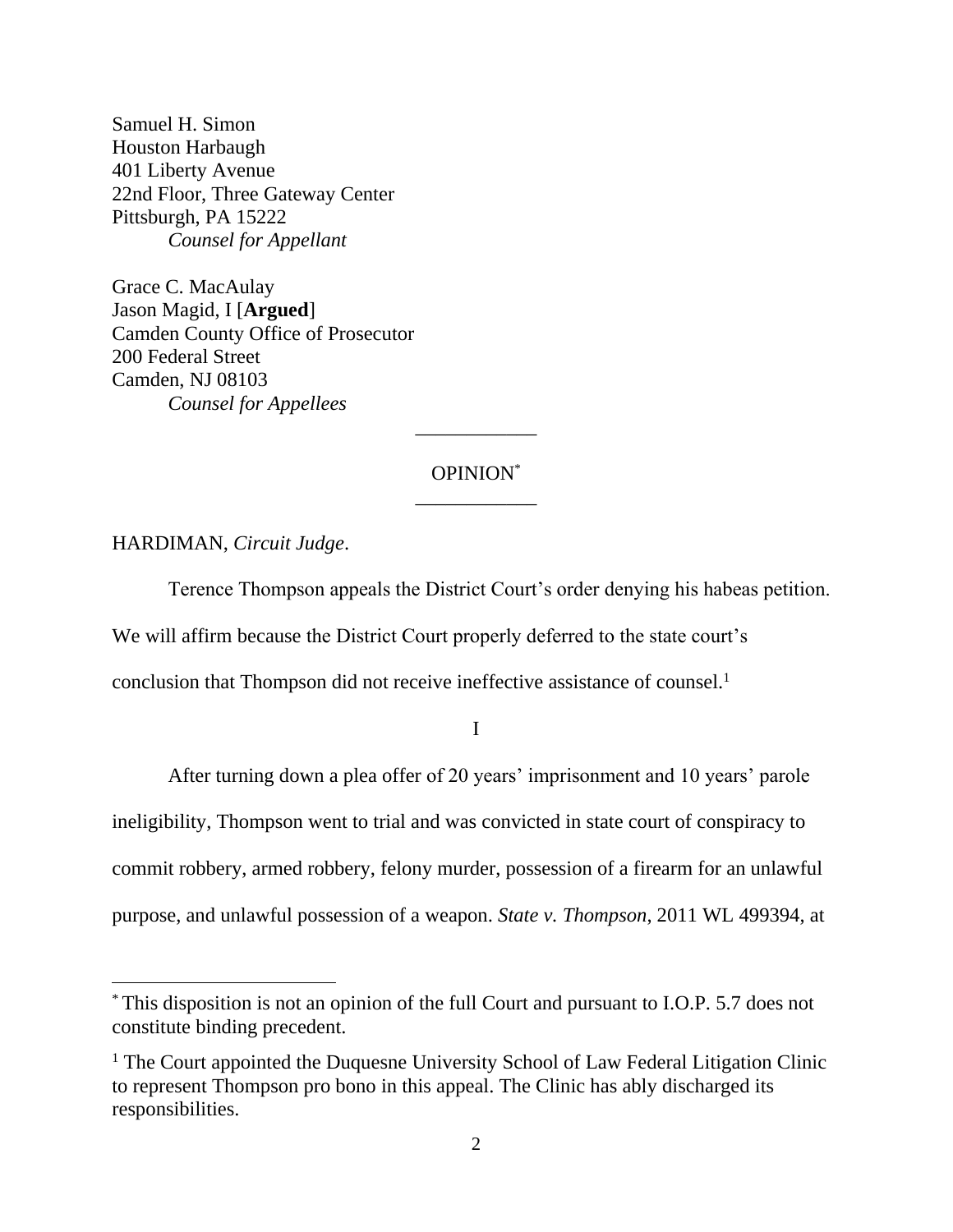Samuel H. Simon
Houston Harbaugh
401 Liberty Avenue
22nd Floor, Three Gateway Center
Pittsburgh, PA 15222
*Counsel for Appellant*

Grace C. MacAulay
Jason Magid, I [**Argued**]
Camden County Office of Prosecutor
200 Federal Street
Camden, NJ 08103
*Counsel for Appellees*

---

OPINION[*]

---

HARDIMAN, *Circuit Judge*.

Terence Thompson appeals the District Court's order denying his habeas petition. We will affirm because the District Court properly deferred to the state court's conclusion that Thompson did not receive ineffective assistance of counsel.[1]

I

After turning down a plea offer of 20 years' imprisonment and 10 years' parole ineligibility, Thompson went to trial and was convicted in state court of conspiracy to commit robbery, armed robbery, felony murder, possession of a firearm for an unlawful purpose, and unlawful possession of a weapon. *State v. Thompson*, 2011 WL 499394, at

---

[*] This disposition is not an opinion of the full Court and pursuant to I.O.P. 5.7 does not constitute binding precedent.

[1] The Court appointed the Duquesne University School of Law Federal Litigation Clinic to represent Thompson pro bono in this appeal. The Clinic has ably discharged its responsibilities.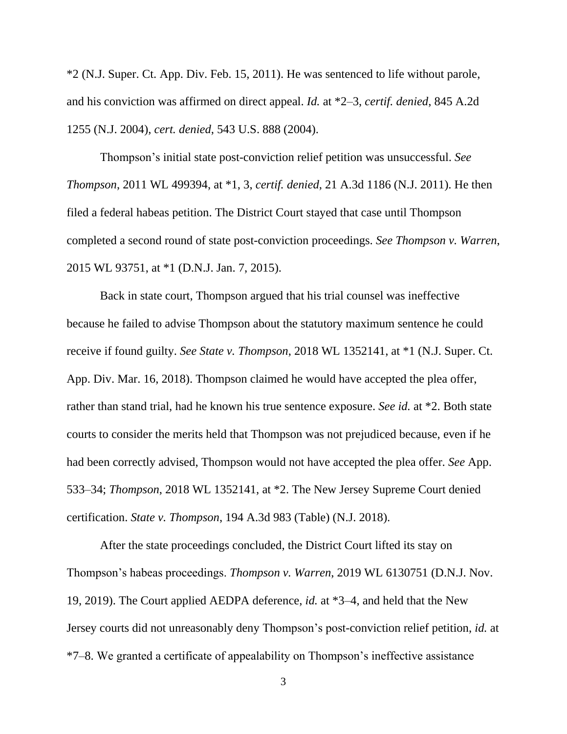*2 (N.J. Super. Ct. App. Div. Feb. 15, 2011). He was sentenced to life without parole, and his conviction was affirmed on direct appeal. *Id.* at *2–3, *certif. denied*, 845 A.2d 1255 (N.J. 2004), *cert. denied*, 543 U.S. 888 (2004).

Thompson's initial state post-conviction relief petition was unsuccessful. *See Thompson*, 2011 WL 499394, at *1, 3, *certif. denied*, 21 A.3d 1186 (N.J. 2011). He then filed a federal habeas petition. The District Court stayed that case until Thompson completed a second round of state post-conviction proceedings. *See Thompson v. Warren*, 2015 WL 93751, at *1 (D.N.J. Jan. 7, 2015).

Back in state court, Thompson argued that his trial counsel was ineffective because he failed to advise Thompson about the statutory maximum sentence he could receive if found guilty. *See State v. Thompson*, 2018 WL 1352141, at *1 (N.J. Super. Ct. App. Div. Mar. 16, 2018). Thompson claimed he would have accepted the plea offer, rather than stand trial, had he known his true sentence exposure. *See id.* at *2. Both state courts to consider the merits held that Thompson was not prejudiced because, even if he had been correctly advised, Thompson would not have accepted the plea offer. *See* App. 533–34; *Thompson*, 2018 WL 1352141, at *2. The New Jersey Supreme Court denied certification. *State v. Thompson*, 194 A.3d 983 (Table) (N.J. 2018).

After the state proceedings concluded, the District Court lifted its stay on Thompson's habeas proceedings. *Thompson v. Warren*, 2019 WL 6130751 (D.N.J. Nov. 19, 2019). The Court applied AEDPA deference, *id.* at *3–4, and held that the New Jersey courts did not unreasonably deny Thompson's post-conviction relief petition, *id.* at *7–8. We granted a certificate of appealability on Thompson's ineffective assistance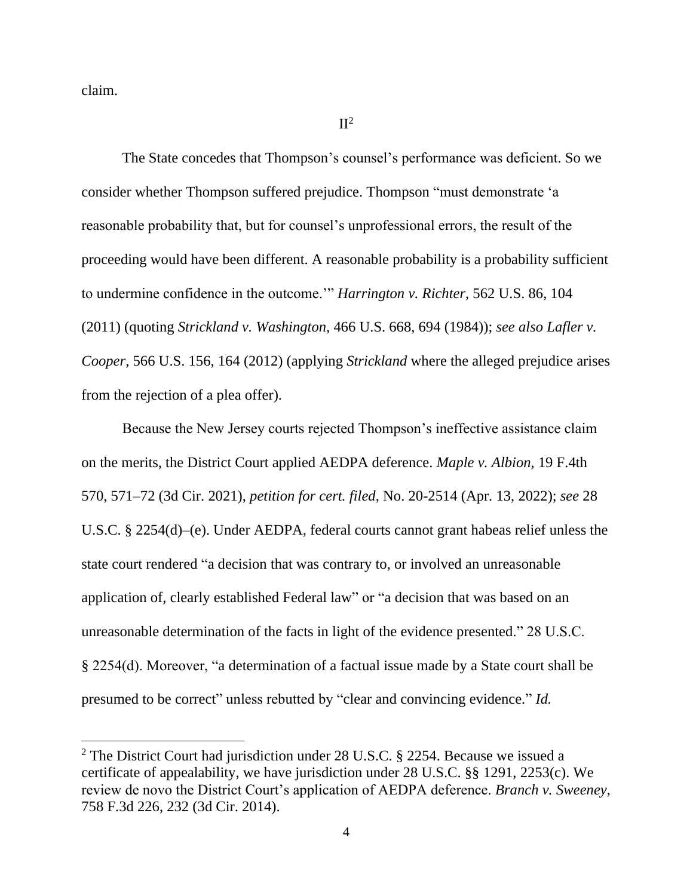claim.

## II[2]

The State concedes that Thompson's counsel's performance was deficient. So we consider whether Thompson suffered prejudice. Thompson "must demonstrate 'a reasonable probability that, but for counsel's unprofessional errors, the result of the proceeding would have been different. A reasonable probability is a probability sufficient to undermine confidence in the outcome.'" *Harrington v. Richter*, 562 U.S. 86, 104 (2011) (quoting *Strickland v. Washington*, 466 U.S. 668, 694 (1984)); *see also Lafler v. Cooper*, 566 U.S. 156, 164 (2012) (applying *Strickland* where the alleged prejudice arises from the rejection of a plea offer).

Because the New Jersey courts rejected Thompson's ineffective assistance claim on the merits, the District Court applied AEDPA deference. *Maple v. Albion*, 19 F.4th 570, 571–72 (3d Cir. 2021), *petition for cert. filed*, No. 20-2514 (Apr. 13, 2022); *see* 28 U.S.C. § 2254(d)–(e). Under AEDPA, federal courts cannot grant habeas relief unless the state court rendered "a decision that was contrary to, or involved an unreasonable application of, clearly established Federal law" or "a decision that was based on an unreasonable determination of the facts in light of the evidence presented." 28 U.S.C. § 2254(d). Moreover, "a determination of a factual issue made by a State court shall be presumed to be correct" unless rebutted by "clear and convincing evidence." *Id.*

[2] The District Court had jurisdiction under 28 U.S.C. § 2254. Because we issued a certificate of appealability, we have jurisdiction under 28 U.S.C. §§ 1291, 2253(c). We review de novo the District Court's application of AEDPA deference. *Branch v. Sweeney*, 758 F.3d 226, 232 (3d Cir. 2014).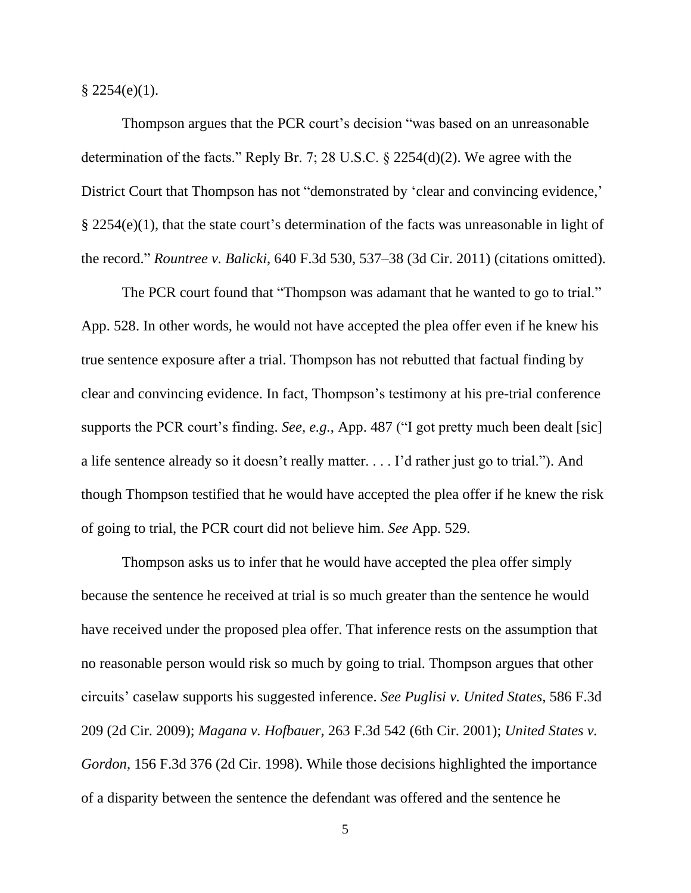§ 2254(e)(1).

Thompson argues that the PCR court's decision "was based on an unreasonable determination of the facts." Reply Br. 7; 28 U.S.C. § 2254(d)(2). We agree with the District Court that Thompson has not "demonstrated by 'clear and convincing evidence,' § 2254(e)(1), that the state court's determination of the facts was unreasonable in light of the record." *Rountree v. Balicki*, 640 F.3d 530, 537–38 (3d Cir. 2011) (citations omitted).

The PCR court found that "Thompson was adamant that he wanted to go to trial." App. 528. In other words, he would not have accepted the plea offer even if he knew his true sentence exposure after a trial. Thompson has not rebutted that factual finding by clear and convincing evidence. In fact, Thompson's testimony at his pre-trial conference supports the PCR court's finding. *See, e.g.*, App. 487 ("I got pretty much been dealt [sic] a life sentence already so it doesn't really matter. . . . I'd rather just go to trial."). And though Thompson testified that he would have accepted the plea offer if he knew the risk of going to trial, the PCR court did not believe him. *See* App. 529.

Thompson asks us to infer that he would have accepted the plea offer simply because the sentence he received at trial is so much greater than the sentence he would have received under the proposed plea offer. That inference rests on the assumption that no reasonable person would risk so much by going to trial. Thompson argues that other circuits' caselaw supports his suggested inference. *See Puglisi v. United States*, 586 F.3d 209 (2d Cir. 2009); *Magana v. Hofbauer*, 263 F.3d 542 (6th Cir. 2001); *United States v. Gordon*, 156 F.3d 376 (2d Cir. 1998). While those decisions highlighted the importance of a disparity between the sentence the defendant was offered and the sentence he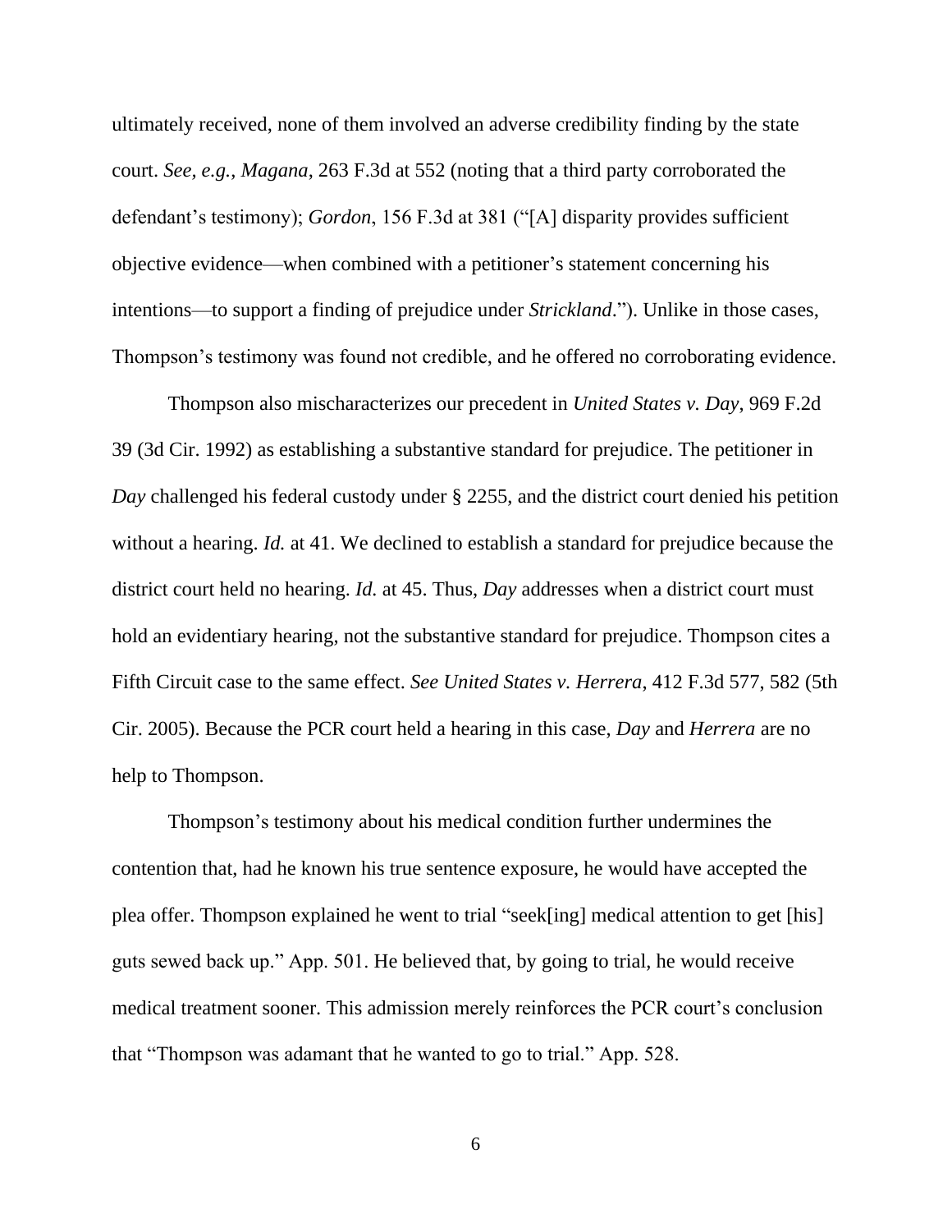ultimately received, none of them involved an adverse credibility finding by the state court. *See, e.g.*, *Magana*, 263 F.3d at 552 (noting that a third party corroborated the defendant's testimony); *Gordon*, 156 F.3d at 381 ("[A] disparity provides sufficient objective evidence—when combined with a petitioner's statement concerning his intentions—to support a finding of prejudice under *Strickland*."). Unlike in those cases, Thompson's testimony was found not credible, and he offered no corroborating evidence.

Thompson also mischaracterizes our precedent in *United States v. Day*, 969 F.2d 39 (3d Cir. 1992) as establishing a substantive standard for prejudice. The petitioner in *Day* challenged his federal custody under § 2255, and the district court denied his petition without a hearing. *Id.* at 41. We declined to establish a standard for prejudice because the district court held no hearing. *Id.* at 45. Thus, *Day* addresses when a district court must hold an evidentiary hearing, not the substantive standard for prejudice. Thompson cites a Fifth Circuit case to the same effect. *See United States v. Herrera*, 412 F.3d 577, 582 (5th Cir. 2005). Because the PCR court held a hearing in this case, *Day* and *Herrera* are no help to Thompson.

Thompson's testimony about his medical condition further undermines the contention that, had he known his true sentence exposure, he would have accepted the plea offer. Thompson explained he went to trial "seek[ing] medical attention to get [his] guts sewed back up." App. 501. He believed that, by going to trial, he would receive medical treatment sooner. This admission merely reinforces the PCR court's conclusion that "Thompson was adamant that he wanted to go to trial." App. 528.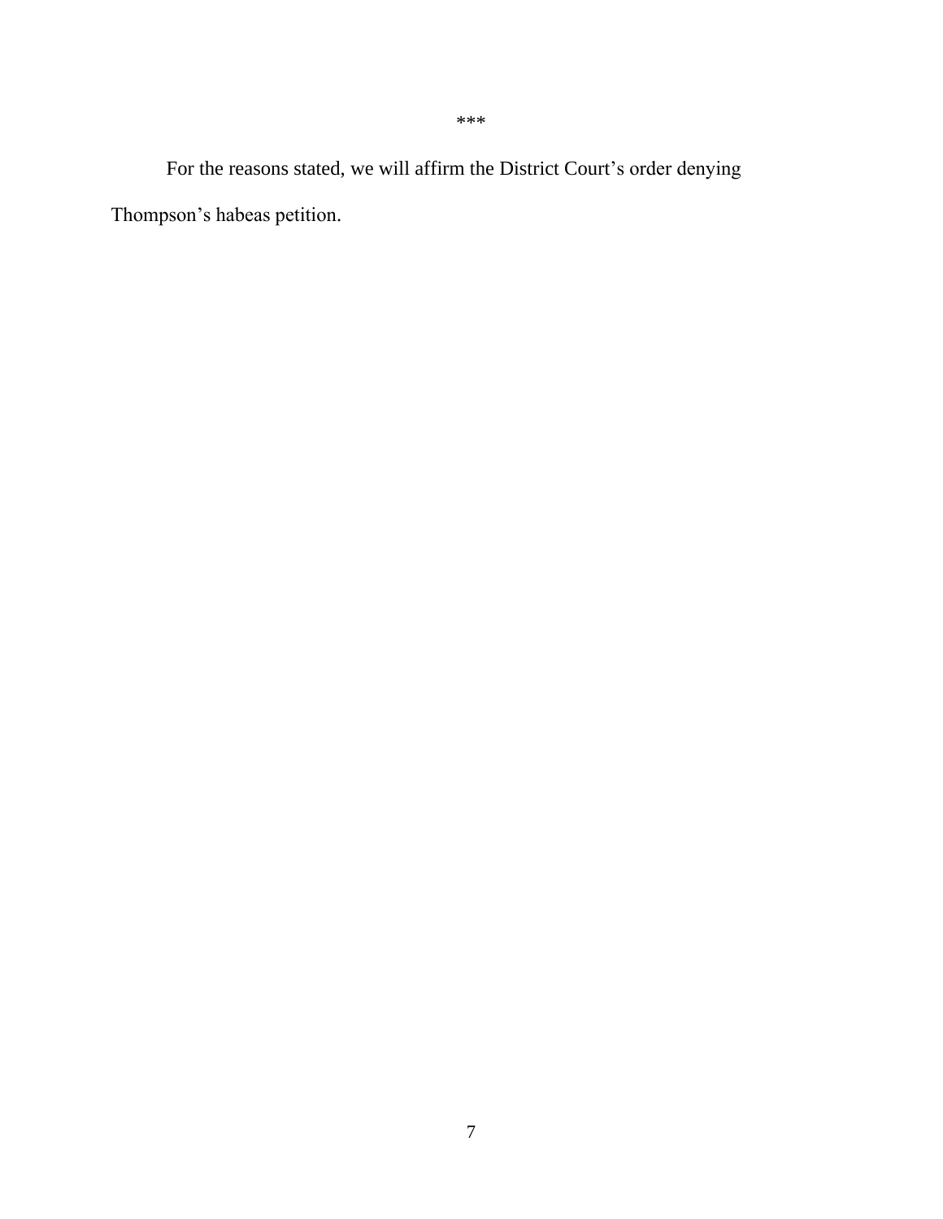***

For the reasons stated, we will affirm the District Court's order denying Thompson's habeas petition.